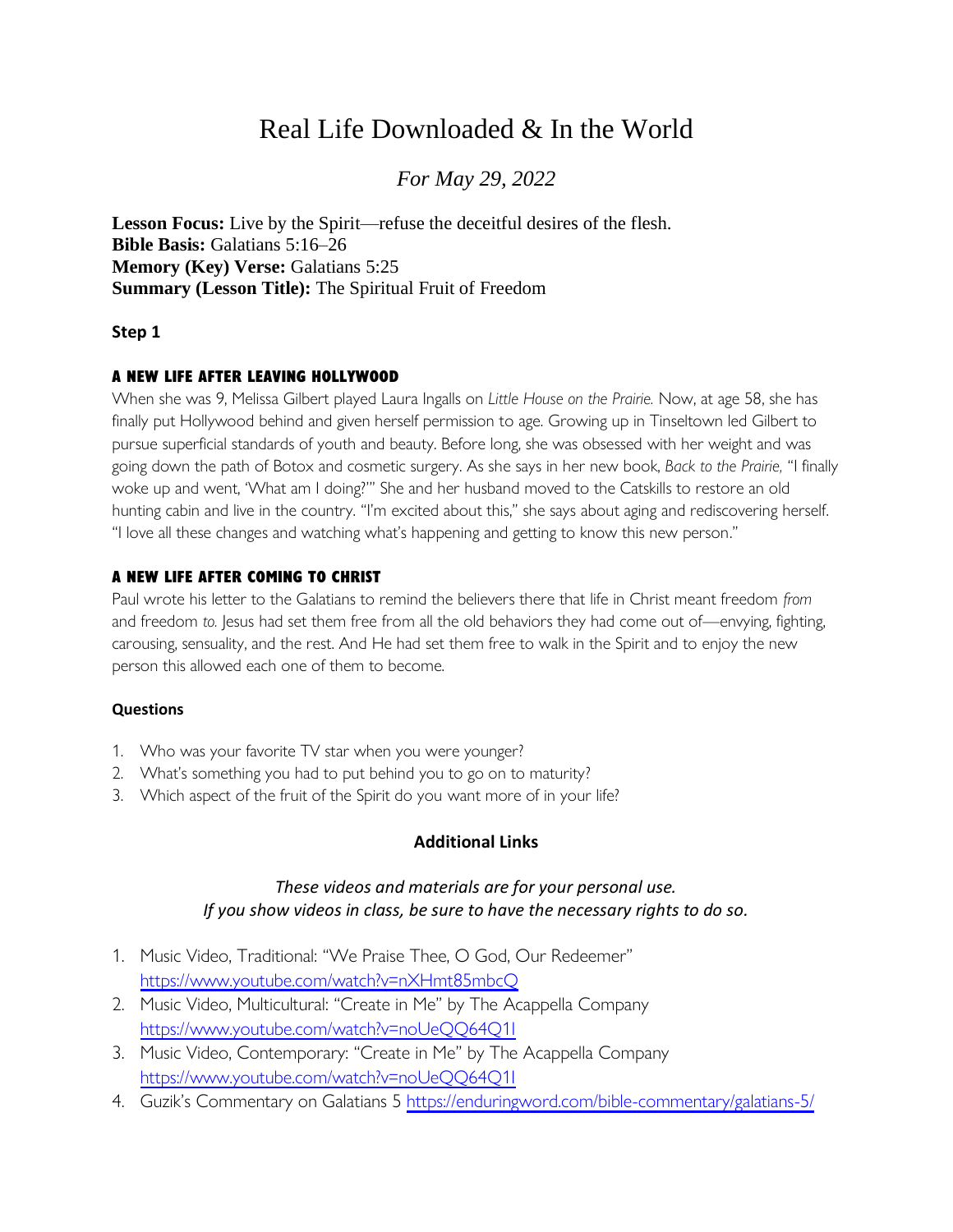# Real Life Downloaded & In the World

*For May 29, 2022*

**Lesson Focus:** Live by the Spirit—refuse the deceitful desires of the flesh.
**Bible Basis:** Galatians 5:16–26
**Memory (Key) Verse:** Galatians 5:25
**Summary (Lesson Title):** The Spiritual Fruit of Freedom

**Step 1**

### A NEW LIFE AFTER LEAVING HOLLYWOOD

When she was 9, Melissa Gilbert played Laura Ingalls on *Little House on the Prairie.* Now, at age 58, she has finally put Hollywood behind and given herself permission to age. Growing up in Tinseltown led Gilbert to pursue superficial standards of youth and beauty. Before long, she was obsessed with her weight and was going down the path of Botox and cosmetic surgery. As she says in her new book, *Back to the Prairie,* "I finally woke up and went, 'What am I doing?'" She and her husband moved to the Catskills to restore an old hunting cabin and live in the country. "I'm excited about this," she says about aging and rediscovering herself. "I love all these changes and watching what's happening and getting to know this new person."

### A NEW LIFE AFTER COMING TO CHRIST

Paul wrote his letter to the Galatians to remind the believers there that life in Christ meant freedom *from* and freedom *to.* Jesus had set them free from all the old behaviors they had come out of—envying, fighting, carousing, sensuality, and the rest. And He had set them free to walk in the Spirit and to enjoy the new person this allowed each one of them to become.

**Questions**

1. Who was your favorite TV star when you were younger?
2. What's something you had to put behind you to go on to maturity?
3. Which aspect of the fruit of the Spirit do you want more of in your life?

**Additional Links**

*These videos and materials are for your personal use.*
*If you show videos in class, be sure to have the necessary rights to do so.*

1. Music Video, Traditional: "We Praise Thee, O God, Our Redeemer" https://www.youtube.com/watch?v=nXHmt85mbcQ
2. Music Video, Multicultural: "Create in Me" by The Acappella Company https://www.youtube.com/watch?v=noUeQQ64Q1I
3. Music Video, Contemporary: "Create in Me" by The Acappella Company https://www.youtube.com/watch?v=noUeQQ64Q1I
4. Guzik's Commentary on Galatians 5 https://enduringword.com/bible-commentary/galatians-5/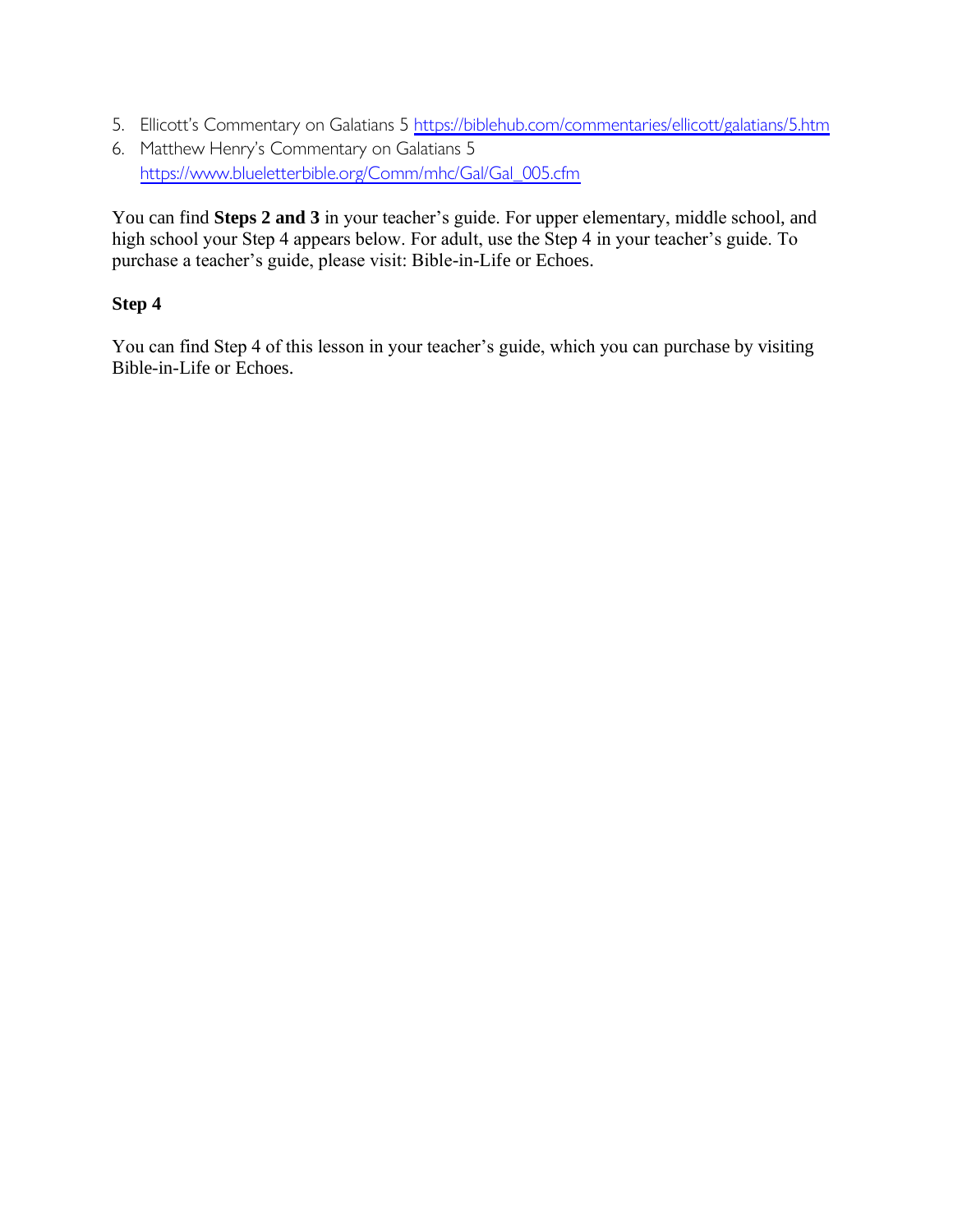5. Ellicott's Commentary on Galatians 5 https://biblehub.com/commentaries/ellicott/galatians/5.htm
6. Matthew Henry's Commentary on Galatians 5 https://www.blueletterbible.org/Comm/mhc/Gal/Gal_005.cfm

You can find **Steps 2 and 3** in your teacher's guide. For upper elementary, middle school, and high school your Step 4 appears below. For adult, use the Step 4 in your teacher's guide. To purchase a teacher's guide, please visit: Bible-in-Life or Echoes.

**Step 4**

You can find Step 4 of this lesson in your teacher's guide, which you can purchase by visiting Bible-in-Life or Echoes.